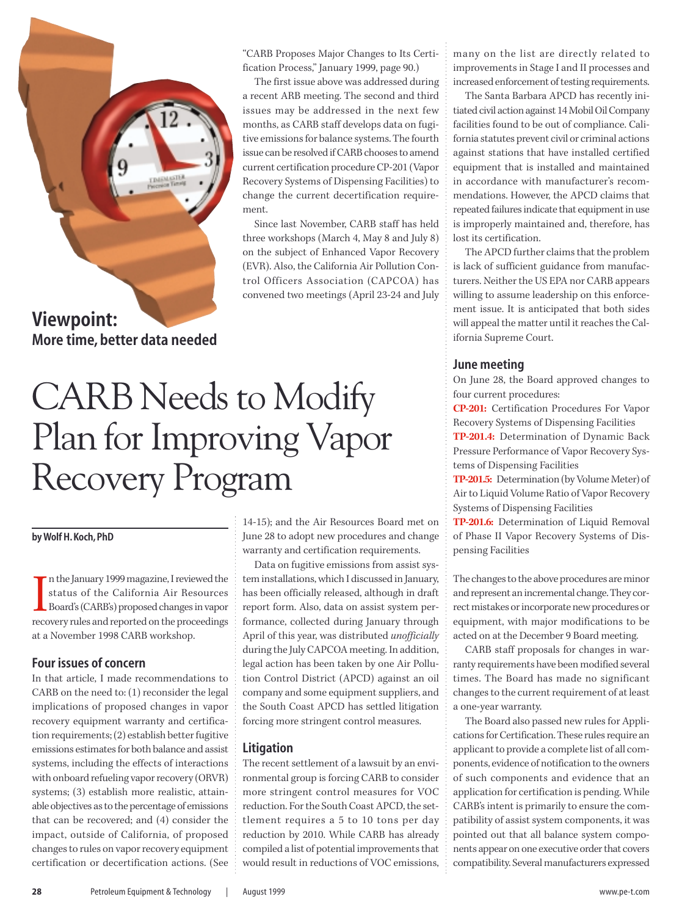**Viewpoint:**
**More time, better data needed**

# CARB Needs to Modify Plan for Improving Vapor Recovery Program

**by Wolf H. Koch, PhD**

In the January 1999 magazine, I reviewed the status of the California Air Resources Board's (CARB's) proposed changes in vapor recovery rules and reported on the proceedings at a November 1998 CARB workshop.

## Four issues of concern

In that article, I made recommendations to CARB on the need to: (1) reconsider the legal implications of proposed changes in vapor recovery equipment warranty and certification requirements; (2) establish better fugitive emissions estimates for both balance and assist systems, including the effects of interactions with onboard refueling vapor recovery (ORVR) systems; (3) establish more realistic, attainable objectives as to the percentage of emissions that can be recovered; and (4) consider the impact, outside of California, of proposed changes to rules on vapor recovery equipment certification or decertification actions. (See "CARB Proposes Major Changes to Its Certification Process," January 1999, page 90.)

The first issue above was addressed during a recent ARB meeting. The second and third issues may be addressed in the next few months, as CARB staff develops data on fugitive emissions for balance systems. The fourth issue can be resolved if CARB chooses to amend current certification procedure CP-201 (Vapor Recovery Systems of Dispensing Facilities) to change the current decertification requirement.

Since last November, CARB staff has held three workshops (March 4, May 8 and July 8) on the subject of Enhanced Vapor Recovery (EVR). Also, the California Air Pollution Control Officers Association (CAPCOA) has convened two meetings (April 23-24 and July 14-15); and the Air Resources Board met on June 28 to adopt new procedures and change warranty and certification requirements.

Data on fugitive emissions from assist system installations, which I discussed in January, has been officially released, although in draft report form. Also, data on assist system performance, collected during January through April of this year, was distributed *unofficially* during the July CAPCOA meeting. In addition, legal action has been taken by one Air Pollution Control District (APCD) against an oil company and some equipment suppliers, and the South Coast APCD has settled litigation forcing more stringent control measures.

## Litigation

The recent settlement of a lawsuit by an environmental group is forcing CARB to consider more stringent control measures for VOC reduction. For the South Coast APCD, the settlement requires a 5 to 10 tons per day reduction by 2010. While CARB has already compiled a list of potential improvements that would result in reductions of VOC emissions, many on the list are directly related to improvements in Stage I and II processes and increased enforcement of testing requirements.

The Santa Barbara APCD has recently initiated civil action against 14 Mobil Oil Company facilities found to be out of compliance. California statutes prevent civil or criminal actions against stations that have installed certified equipment that is installed and maintained in accordance with manufacturer's recommendations. However, the APCD claims that repeated failures indicate that equipment in use is improperly maintained and, therefore, has lost its certification.

The APCD further claims that the problem is lack of sufficient guidance from manufacturers. Neither the US EPA nor CARB appears willing to assume leadership on this enforcement issue. It is anticipated that both sides will appeal the matter until it reaches the California Supreme Court.

## June meeting

On June 28, the Board approved changes to four current procedures:

**CP-201:** Certification Procedures For Vapor Recovery Systems of Dispensing Facilities
**TP-201.4:** Determination of Dynamic Back Pressure Performance of Vapor Recovery Systems of Dispensing Facilities
**TP-201.5:** Determination (by Volume Meter) of Air to Liquid Volume Ratio of Vapor Recovery Systems of Dispensing Facilities
**TP-201.6:** Determination of Liquid Removal of Phase II Vapor Recovery Systems of Dispensing Facilities

The changes to the above procedures are minor and represent an incremental change. They correct mistakes or incorporate new procedures or equipment, with major modifications to be acted on at the December 9 Board meeting.

CARB staff proposals for changes in warranty requirements have been modified several times. The Board has made no significant changes to the current requirement of at least a one-year warranty.

The Board also passed new rules for Applications for Certification. These rules require an applicant to provide a complete list of all components, evidence of notification to the owners of such components and evidence that an application for certification is pending. While CARB's intent is primarily to ensure the compatibility of assist system components, it was pointed out that all balance system components appear on one executive order that covers compatibility. Several manufacturers expressed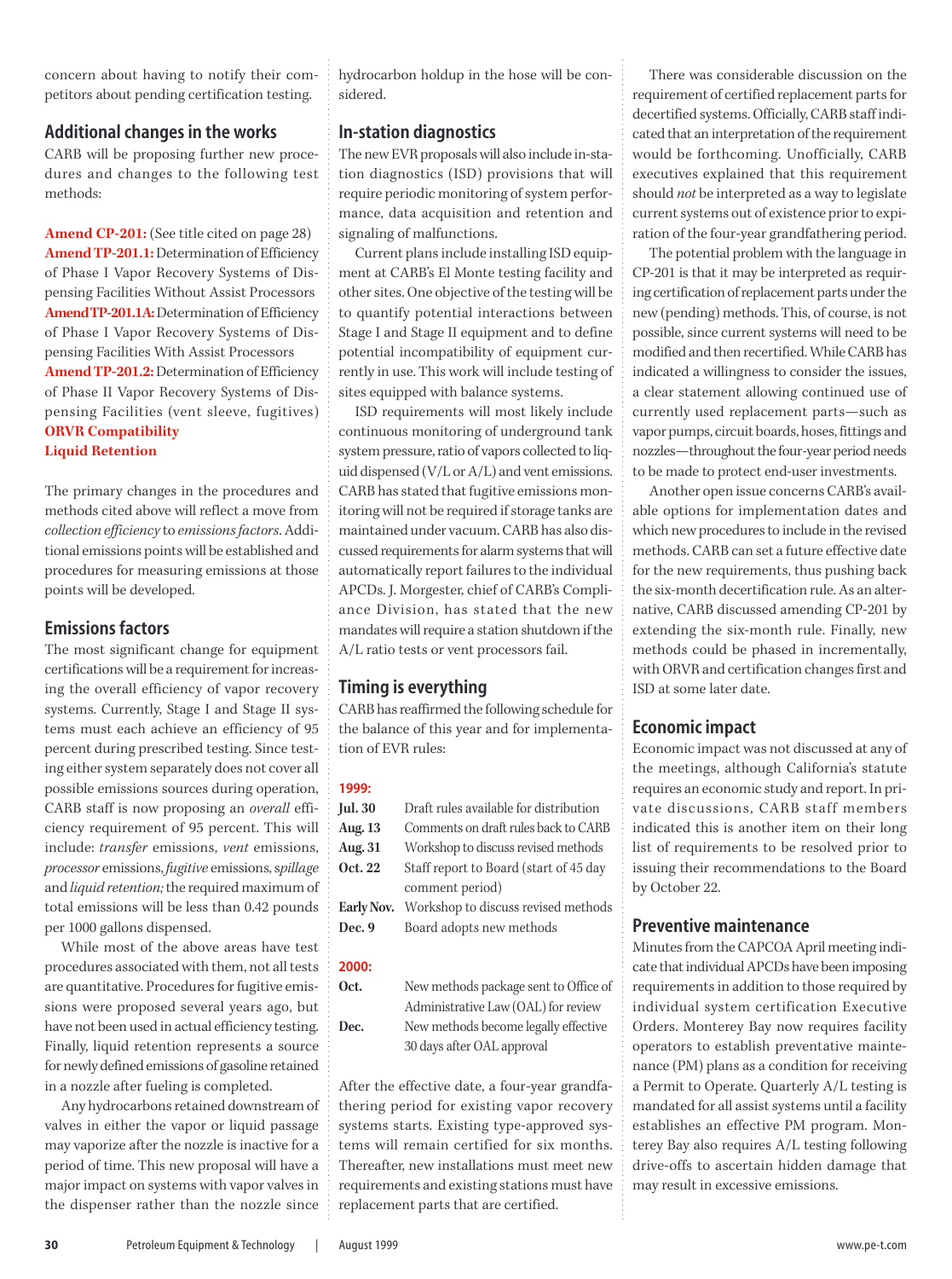concern about having to notify their competitors about pending certification testing.

## Additional changes in the works

CARB will be proposing further new procedures and changes to the following test methods:

**Amend CP-201:** (See title cited on page 28)
**Amend TP-201.1:** Determination of Efficiency of Phase I Vapor Recovery Systems of Dispensing Facilities Without Assist Processors
**Amend TP-201.1A:** Determination of Efficiency of Phase I Vapor Recovery Systems of Dispensing Facilities With Assist Processors
**Amend TP-201.2:** Determination of Efficiency of Phase II Vapor Recovery Systems of Dispensing Facilities (vent sleeve, fugitives)
**ORVR Compatibility**
**Liquid Retention**

The primary changes in the procedures and methods cited above will reflect a move from *collection efficiency* to *emissions factors*. Additional emissions points will be established and procedures for measuring emissions at those points will be developed.

## Emissions factors

The most significant change for equipment certifications will be a requirement for increasing the overall efficiency of vapor recovery systems. Currently, Stage I and Stage II systems must each achieve an efficiency of 95 percent during prescribed testing. Since testing either system separately does not cover all possible emissions sources during operation, CARB staff is now proposing an *overall* efficiency requirement of 95 percent. This will include: *transfer* emissions, *vent* emissions, *processor* emissions, *fugitive* emissions, *spillage* and *liquid retention;* the required maximum of total emissions will be less than 0.42 pounds per 1000 gallons dispensed.

While most of the above areas have test procedures associated with them, not all tests are quantitative. Procedures for fugitive emissions were proposed several years ago, but have not been used in actual efficiency testing. Finally, liquid retention represents a source for newly defined emissions of gasoline retained in a nozzle after fueling is completed.

Any hydrocarbons retained downstream of valves in either the vapor or liquid passage may vaporize after the nozzle is inactive for a period of time. This new proposal will have a major impact on systems with vapor valves in the dispenser rather than the nozzle since hydrocarbon holdup in the hose will be considered.

## In-station diagnostics

The new EVR proposals will also include in-station diagnostics (ISD) provisions that will require periodic monitoring of system performance, data acquisition and retention and signaling of malfunctions.

Current plans include installing ISD equipment at CARB's El Monte testing facility and other sites. One objective of the testing will be to quantify potential interactions between Stage I and Stage II equipment and to define potential incompatibility of equipment currently in use. This work will include testing of sites equipped with balance systems.

ISD requirements will most likely include continuous monitoring of underground tank system pressure, ratio of vapors collected to liquid dispensed (V/L or A/L) and vent emissions. CARB has stated that fugitive emissions monitoring will not be required if storage tanks are maintained under vacuum. CARB has also discussed requirements for alarm systems that will automatically report failures to the individual APCDs. J. Morgester, chief of CARB's Compliance Division, has stated that the new mandates will require a station shutdown if the A/L ratio tests or vent processors fail.

## Timing is everything

CARB has reaffirmed the following schedule for the balance of this year and for implementation of EVR rules:

| **1999:** | |
|---|---|
| **Jul. 30** | Draft rules available for distribution |
| **Aug. 13** | Comments on draft rules back to CARB |
| **Aug. 31** | Workshop to discuss revised methods |
| **Oct. 22** | Staff report to Board (start of 45 day comment period) |
| **Early Nov.** | Workshop to discuss revised methods |
| **Dec. 9** | Board adopts new methods |
| **2000:** | |
| **Oct.** | New methods package sent to Office of Administrative Law (OAL) for review |
| **Dec.** | New methods become legally effective 30 days after OAL approval |

After the effective date, a four-year grandfathering period for existing vapor recovery systems starts. Existing type-approved systems will remain certified for six months. Thereafter, new installations must meet new requirements and existing stations must have replacement parts that are certified.

There was considerable discussion on the requirement of certified replacement parts for decertified systems. Officially, CARB staff indicated that an interpretation of the requirement would be forthcoming. Unofficially, CARB executives explained that this requirement should *not* be interpreted as a way to legislate current systems out of existence prior to expiration of the four-year grandfathering period.

The potential problem with the language in CP-201 is that it may be interpreted as requiring certification of replacement parts under the new (pending) methods. This, of course, is not possible, since current systems will need to be modified and then recertified. While CARB has indicated a willingness to consider the issues, a clear statement allowing continued use of currently used replacement parts—such as vapor pumps, circuit boards, hoses, fittings and nozzles—throughout the four-year period needs to be made to protect end-user investments.

Another open issue concerns CARB's available options for implementation dates and which new procedures to include in the revised methods. CARB can set a future effective date for the new requirements, thus pushing back the six-month decertification rule. As an alternative, CARB discussed amending CP-201 by extending the six-month rule. Finally, new methods could be phased in incrementally, with ORVR and certification changes first and ISD at some later date.

## Economic impact

Economic impact was not discussed at any of the meetings, although California's statute requires an economic study and report. In private discussions, CARB staff members indicated this is another item on their long list of requirements to be resolved prior to issuing their recommendations to the Board by October 22.

## Preventive maintenance

Minutes from the CAPCOA April meeting indicate that individual APCDs have been imposing requirements in addition to those required by individual system certification Executive Orders. Monterey Bay now requires facility operators to establish preventative maintenance (PM) plans as a condition for receiving a Permit to Operate. Quarterly A/L testing is mandated for all assist systems until a facility establishes an effective PM program. Monterey Bay also requires A/L testing following drive-offs to ascertain hidden damage that may result in excessive emissions.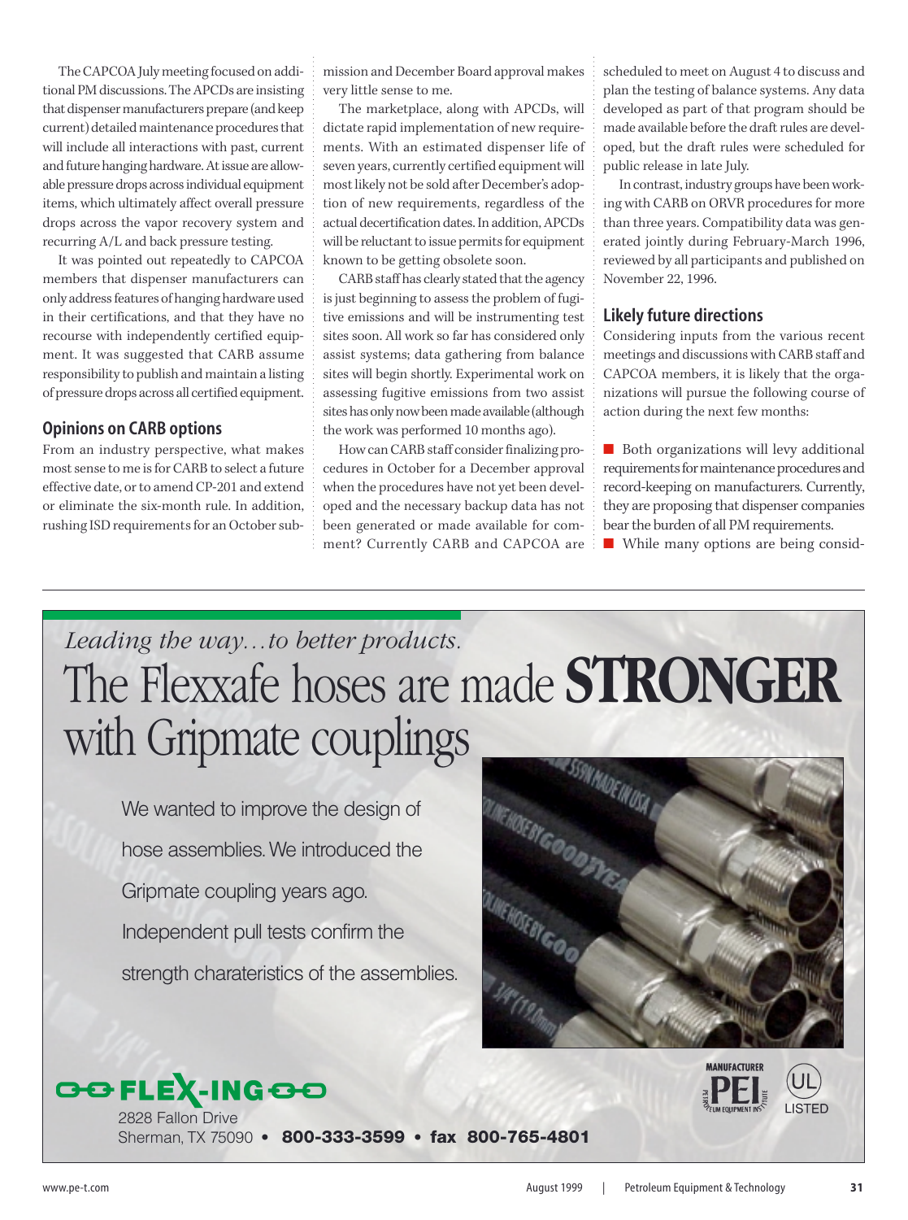The CAPCOA July meeting focused on additional PM discussions. The APCDs are insisting that dispenser manufacturers prepare (and keep current) detailed maintenance procedures that will include all interactions with past, current and future hanging hardware. At issue are allowable pressure drops across individual equipment items, which ultimately affect overall pressure drops across the vapor recovery system and recurring A/L and back pressure testing.

It was pointed out repeatedly to CAPCOA members that dispenser manufacturers can only address features of hanging hardware used in their certifications, and that they have no recourse with independently certified equipment. It was suggested that CARB assume responsibility to publish and maintain a listing of pressure drops across all certified equipment.

## Opinions on CARB options

From an industry perspective, what makes most sense to me is for CARB to select a future effective date, or to amend CP-201 and extend or eliminate the six-month rule. In addition, rushing ISD requirements for an October submission and December Board approval makes very little sense to me.

The marketplace, along with APCDs, will dictate rapid implementation of new requirements. With an estimated dispenser life of seven years, currently certified equipment will most likely not be sold after December's adoption of new requirements, regardless of the actual decertification dates. In addition, APCDs will be reluctant to issue permits for equipment known to be getting obsolete soon.

CARB staff has clearly stated that the agency is just beginning to assess the problem of fugitive emissions and will be instrumenting test sites soon. All work so far has considered only assist systems; data gathering from balance sites will begin shortly. Experimental work on assessing fugitive emissions from two assist sites has only now been made available (although the work was performed 10 months ago).

How can CARB staff consider finalizing procedures in October for a December approval when the procedures have not yet been developed and the necessary backup data has not been generated or made available for comment? Currently CARB and CAPCOA are scheduled to meet on August 4 to discuss and plan the testing of balance systems. Any data developed as part of that program should be made available before the draft rules are developed, but the draft rules were scheduled for public release in late July.

In contrast, industry groups have been working with CARB on ORVR procedures for more than three years. Compatibility data was generated jointly during February-March 1996, reviewed by all participants and published on November 22, 1996.

## Likely future directions

Considering inputs from the various recent meetings and discussions with CARB staff and CAPCOA members, it is likely that the organizations will pursue the following course of action during the next few months:

- Both organizations will levy additional requirements for maintenance procedures and record-keeping on manufacturers. Currently, they are proposing that dispenser companies bear the burden of all PM requirements.
- While many options are being consid-

---

*Leading the way…to better products.*

# The Flexxafe hoses are made **STRONGER** with Gripmate couplings

We wanted to improve the design of hose assemblies. We introduced the Gripmate coupling years ago. Independent pull tests confirm the strength charateristics of the assemblies.

**FLEX-ING**
2828 Fallon Drive
Sherman, TX 75090 • **800-333-3599** • **fax 800-765-4801**

MANUFACTURER PEI — UL LISTED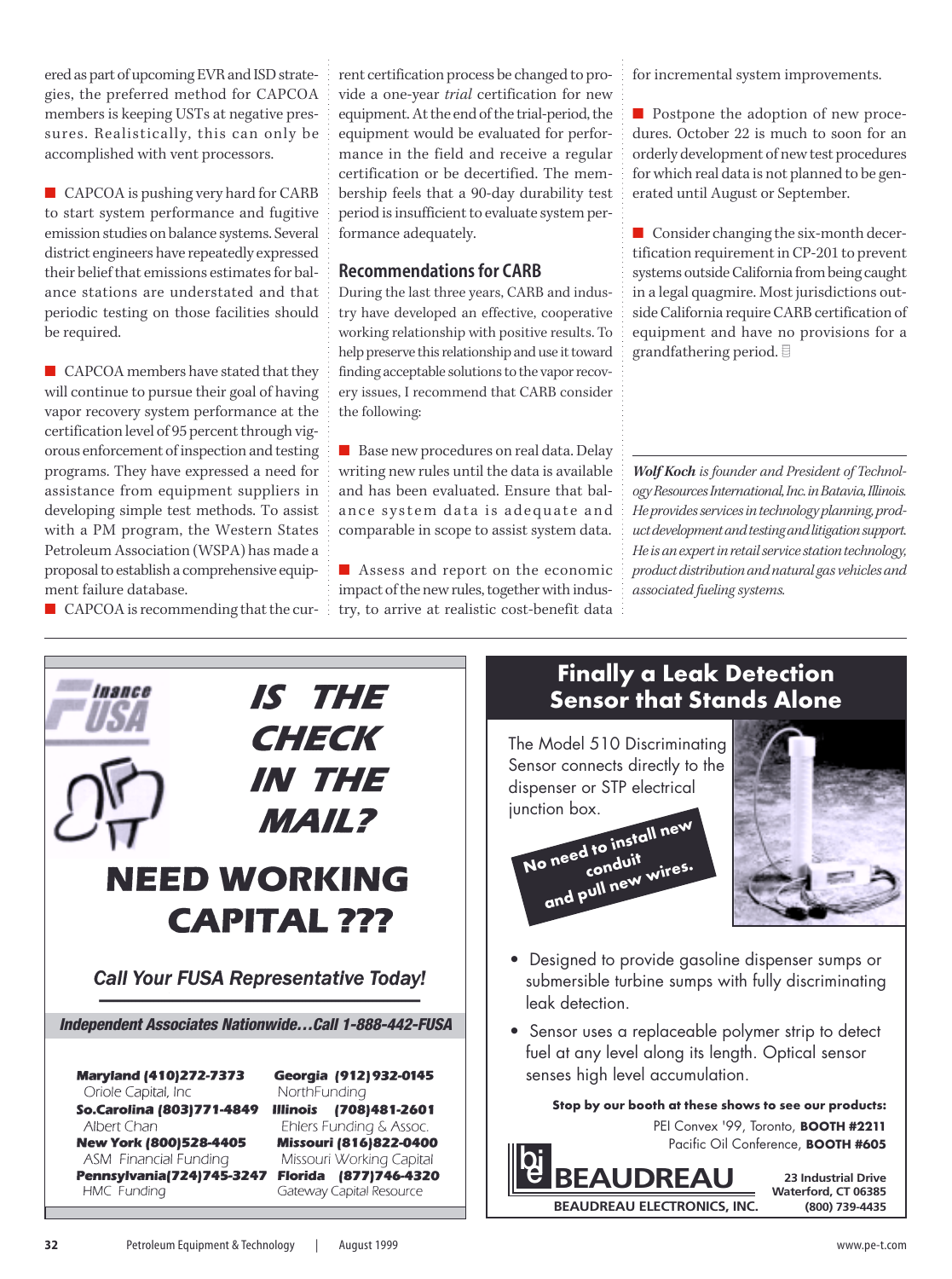ered as part of upcoming EVR and ISD strategies, the preferred method for CAPCOA members is keeping USTs at negative pressures. Realistically, this can only be accomplished with vent processors.

- CAPCOA is pushing very hard for CARB to start system performance and fugitive emission studies on balance systems. Several district engineers have repeatedly expressed their belief that emissions estimates for balance stations are understated and that periodic testing on those facilities should be required.

- CAPCOA members have stated that they will continue to pursue their goal of having vapor recovery system performance at the certification level of 95 percent through vigorous enforcement of inspection and testing programs. They have expressed a need for assistance from equipment suppliers in developing simple test methods. To assist with a PM program, the Western States Petroleum Association (WSPA) has made a proposal to establish a comprehensive equipment failure database.

- CAPCOA is recommending that the current certification process be changed to provide a one-year *trial* certification for new equipment. At the end of the trial-period, the equipment would be evaluated for performance in the field and receive a regular certification or be decertified. The membership feels that a 90-day durability test period is insufficient to evaluate system performance adequately.

## Recommendations for CARB

During the last three years, CARB and industry have developed an effective, cooperative working relationship with positive results. To help preserve this relationship and use it toward finding acceptable solutions to the vapor recovery issues, I recommend that CARB consider the following:

- Base new procedures on real data. Delay writing new rules until the data is available and has been evaluated. Ensure that balance system data is adequate and comparable in scope to assist system data.

- Assess and report on the economic impact of the new rules, together with industry, to arrive at realistic cost-benefit data for incremental system improvements.

- Postpone the adoption of new procedures. October 22 is much to soon for an orderly development of new test procedures for which real data is not planned to be generated until August or September.

- Consider changing the six-month decertification requirement in CP-201 to prevent systems outside California from being caught in a legal quagmire. Most jurisdictions outside California require CARB certification of equipment and have no provisions for a grandfathering period.

*__Wolf Koch__ is founder and President of Technology Resources International, Inc. in Batavia, Illinois. He provides services in technology planning, product development and testing and litigation support. He is an expert in retail service station technology, product distribution and natural gas vehicles and associated fueling systems.*

---

**Finance USA**

**IS THE CHECK IN THE MAIL?**

**NEED WORKING CAPITAL ???**

*Call Your FUSA Representative Today!*

*Independent Associates Nationwide…Call 1-888-442-FUSA*

**Maryland (410)272-7373** Oriole Capital, Inc
**So.Carolina (803)771-4849** Albert Chan
**New York (800)528-4405** ASM Financial Funding
**Pennsylvania(724)745-3247** HMC Funding
**Georgia (912)932-0145** NorthFunding
**Illinois (708)481-2601** Ehlers Funding & Assoc.
**Missouri (816)822-0400** Missouri Working Capital
**Florida (877)746-4320** Gateway Capital Resource

---

**Finally a Leak Detection Sensor that Stands Alone**

The Model 510 Discriminating Sensor connects directly to the dispenser or STP electrical junction box.

**No need to install new conduit and pull new wires.**

- Designed to provide gasoline dispenser sumps or submersible turbine sumps with fully discriminating leak detection.
- Sensor uses a replaceable polymer strip to detect fuel at any level along its length. Optical sensor senses high level accumulation.

**Stop by our booth at these shows to see our products:**
PEI Convex '99, Toronto, **BOOTH #2211**
Pacific Oil Conference, **BOOTH #605**

**BEAUDREAU**
**BEAUDREAU ELECTRONICS, INC.**
23 Industrial Drive
Waterfield, CT 06385
(800) 739-4435